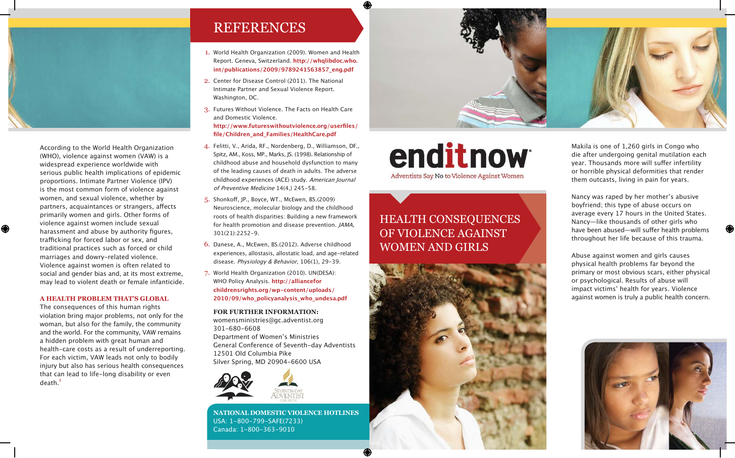According to the World Health Organization (WHO), violence against women (VAW) is a widespread experience worldwide with serious public health implications of epidemic proportions. Intimate Partner Violence (IPV) is the most common form of violence against women, and sexual violence, whether by partners, acquaintances or strangers, affects primarily women and girls. Other forms of violence against women include sexual harassment and abuse by authority figures, trafficking for forced labor or sex, and traditional practices such as forced or child marriages and dowry-related violence. Violence against women is often related to social and gender bias and, at its most extreme, may lead to violent death or female infanticide.

### A HEALTH PROBLEM THAT'S GLOBAL

The consequences of this human rights violation bring major problems, not only for the woman, but also for the family, the community and the world. For the community, VAW remains a hidden problem with great human and health-care costs as a result of underreporting. For each victim, VAW leads not only to bodily injury but also has serious health consequences that can lead to life-long disability or even death.[1]

## REFERENCES

1. World Health Organization (2009). Women and Health Report. Geneva, Switzerland. http://whqlibdoc.who.int/publications/2009/9789241563857_eng.pdf
2. Center for Disease Control (2011). The National Intimate Partner and Sexual Violence Report. Washington, DC.
3. Futures Without Violence. The Facts on Health Care and Domestic Violence. http://www.futureswithoutviolence.org/userfiles/file/Children_and_Families/HealthCare.pdf
4. Felitti, V., Arida, RF., Nordenberg, D., Williamson, DF., Spitz, AM., Koss, MP., Marks, JS. (1998). Relationship of childhood abuse and household dysfunction to many of the leading causes of death in adults. The adverse childhood experiences (ACE) study. *American Journal of Preventive Medicine* 14(4,) 245-58.
5. Shonkoff, JP., Boyce, WT., McEwen, BS.(2009) Neuroscience, molecular biology and the childhood roots of health disparities: Building a new framework for health promotion and disease prevention. *JAMA*, 301(21):2252-9.
6. Danese, A., McEwen, BS.(2012). Adverse childhood experiences, allostasis, allostatic load, and age-related disease. *Physiology & Behavior*, 106(1), 29-39.
7. World Health Organization (2010). UN(DESA): WHO Policy Analysis. http://allianceforchildrensrights.org/wp-content/uploads/2010/09/who_policyanalysis_who_undesa.pdf

**FOR FURTHER INFORMATION:**
womensministries@gc.adventist.org
301-680-6608
Department of Women's Ministries
General Conference of Seventh-day Adventists
12501 Old Columbia Pike
Silver Spring, MD 20904-6600 USA

SEVENTH-DAY ADVENTIST CHURCH

**NATIONAL DOMESTIC VIOLENCE HOTLINES**
USA: 1-800-799-SAFE(7233)
Canada: 1-800-363-9010

# enditnow

Adventists Say No to Violence Against Women

# HEALTH CONSEQUENCES OF VIOLENCE AGAINST WOMEN AND GIRLS

Makila is one of 1,260 girls in Congo who die after undergoing genital mutilation each year. Thousands more will suffer infertility or horrible physical deformities that render them outcasts, living in pain for years.

Nancy was raped by her mother's abusive boyfriend; this type of abuse occurs on average every 17 hours in the United States. Nancy—like thousands of other girls who have been abused—will suffer health problems throughout her life because of this trauma.

Abuse against women and girls causes physical health problems far beyond the primary or most obvious scars, either physical or psychological. Results of abuse will impact victims' health for years. Violence against women is truly a public health concern.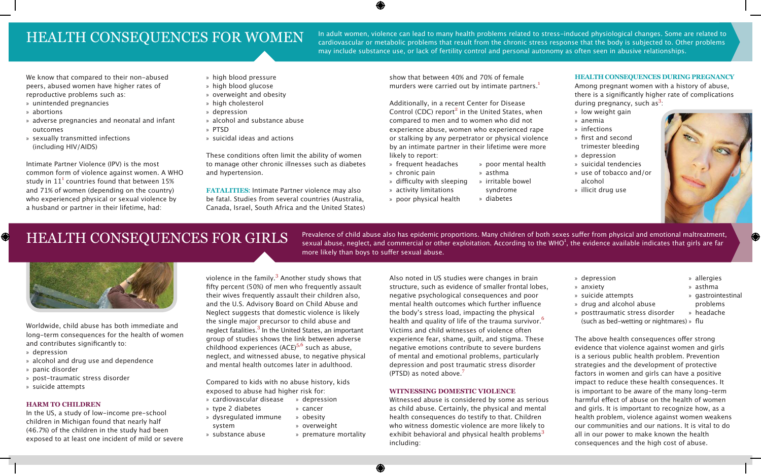# HEALTH CONSEQUENCES FOR WOMEN

In adult women, violence can lead to many health problems related to stress-induced physiological changes. Some are related to cardiovascular or metabolic problems that result from the chronic stress response that the body is subjected to. Other problems may include substance use, or lack of fertility control and personal autonomy as often seen in abusive relationships.

We know that compared to their non-abused peers, abused women have higher rates of reproductive problems such as:

- unintended pregnancies
- abortions
- adverse pregnancies and neonatal and infant outcomes
- sexually transmitted infections (including HIV/AIDS)

Intimate Partner Violence (IPV) is the most common form of violence against women. A WHO study in 11[1] countries found that between 15% and 71% of women (depending on the country) who experienced physical or sexual violence by a husband or partner in their lifetime, had:

- high blood pressure
- high blood glucose
- overweight and obesity
- high cholesterol
- depression
- alcohol and substance abuse
- PTSD
- suicidal ideas and actions

These conditions often limit the ability of women to manage other chronic illnesses such as diabetes and hypertension.

**FATALITIES:** Intimate Partner violence may also be fatal. Studies from several countries (Australia, Canada, Israel, South Africa and the United States) show that between 40% and 70% of female murders were carried out by intimate partners.[1]

Additionally, in a recent Center for Disease Control (CDC) report[2] in the United States, when compared to men and to women who did not experience abuse, women who experienced rape or stalking by any perpetrator or physical violence by an intimate partner in their lifetime were more likely to report:

- frequent headaches
- chronic pain
- difficulty with sleeping
- activity limitations
- poor physical health
- poor mental health
- asthma
- irritable bowel syndrome
- diabetes

### HEALTH CONSEQUENCES DURING PREGNANCY

Among pregnant women with a history of abuse, there is a significantly higher rate of complications during pregnancy, such as[3]:

- low weight gain
- anemia
- infections
- first and second trimester bleeding
- depression
- suicidal tendencies
- use of tobacco and/or alcohol
- illicit drug use

# HEALTH CONSEQUENCES FOR GIRLS

Prevalence of child abuse also has epidemic proportions. Many children of both sexes suffer from physical and emotional maltreatment, sexual abuse, neglect, and commercial or other exploitation. According to the WHO[1], the evidence available indicates that girls are far more likely than boys to suffer sexual abuse.

Worldwide, child abuse has both immediate and long-term consequences for the health of women and contributes significantly to:

- depression
- alcohol and drug use and dependence
- panic disorder
- post-traumatic stress disorder
- suicide attempts

### HARM TO CHILDREN

In the US, a study of low-income pre-school children in Michigan found that nearly half (46.7%) of the children in the study had been exposed to at least one incident of mild or severe violence in the family.[3] Another study shows that fifty percent (50%) of men who frequently assault their wives frequently assault their children also, and the U.S. Advisory Board on Child Abuse and Neglect suggests that domestic violence is likely the single major precursor to child abuse and neglect fatalities.[3] In the United States, an important group of studies shows the link between adverse childhood experiences (ACE)[5,6] such as abuse, neglect, and witnessed abuse, to negative physical and mental health outcomes later in adulthood.

Compared to kids with no abuse history, kids exposed to abuse had higher risk for:

- cardiovascular disease
- type 2 diabetes
- dysregulated immune system
- substance abuse
- depression
- cancer
- obesity
- overweight
- premature mortality

Also noted in US studies were changes in brain structure, such as evidence of smaller frontal lobes, negative psychological consequences and poor mental health outcomes which further influence the body's stress load, impacting the physical health and quality of life of the trauma survivor.[6] Victims and child witnesses of violence often experience fear, shame, guilt, and stigma. These negative emotions contribute to severe burdens of mental and emotional problems, particularly depression and post traumatic stress disorder (PTSD) as noted above.[7]

### WITNESSING DOMESTIC VIOLENCE

Witnessed abuse is considered by some as serious as child abuse. Certainly, the physical and mental health consequences do testify to that. Children who witness domestic violence are more likely to exhibit behavioral and physical health problems[3] including:

- depression
- anxiety
- suicide attempts
- drug and alcohol abuse
- posttraumatic stress disorder (such as bed-wetting or nightmares)
- allergies
- asthma
- gastrointestinal problems
- headache
- flu

The above health consequences offer strong evidence that violence against women and girls is a serious public health problem. Prevention strategies and the development of protective factors in women and girls can have a positive impact to reduce these health consequences. It is important to be aware of the many long-term harmful effect of abuse on the health of women and girls. It is important to recognize how, as a health problem, violence against women weakens our communities and our nations. It is vital to do all in our power to make known the health consequences and the high cost of abuse.